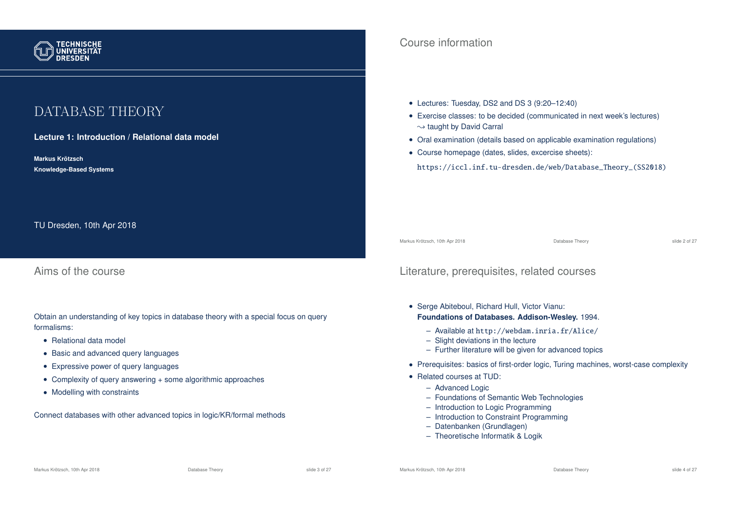TECHNISCHE UNIVERSITÄT DRESDEN

# DATABASE THEORY

**Lecture 1: Introduction / Relational data model**

**Markus Krötzsch**
**Knowledge-Based Systems**

TU Dresden, 10th Apr 2018

## Course information

- Lectures: Tuesday, DS2 and DS 3 (9:20–12:40)
- Exercise classes: to be decided (communicated in next week's lectures)
  $\leadsto$ taught by David Carral
- Oral examination (details based on applicable examination regulations)
- Course homepage (dates, slides, excercise sheets):

  `https://iccl.inf.tu-dresden.de/web/Database_Theory_(SS2018)`

## Aims of the course

Obtain an understanding of key topics in database theory with a special focus on query formalisms:

- Relational data model
- Basic and advanced query languages
- Expressive power of query languages
- Complexity of query answering + some algorithmic approaches
- Modelling with constraints

Connect databases with other advanced topics in logic/KR/formal methods

## Literature, prerequisites, related courses

- Serge Abiteboul, Richard Hull, Victor Vianu:
  **Foundations of Databases. Addison-Wesley.** 1994.
  - Available at `http://webdam.inria.fr/Alice/`
  - Slight deviations in the lecture
  - Further literature will be given for advanced topics
- Prerequisites: basics of first-order logic, Turing machines, worst-case complexity
- Related courses at TUD:
  - Advanced Logic
  - Foundations of Semantic Web Technologies
  - Introduction to Logic Programming
  - Introduction to Constraint Programming
  - Datenbanken (Grundlagen)
  - Theoretische Informatik & Logik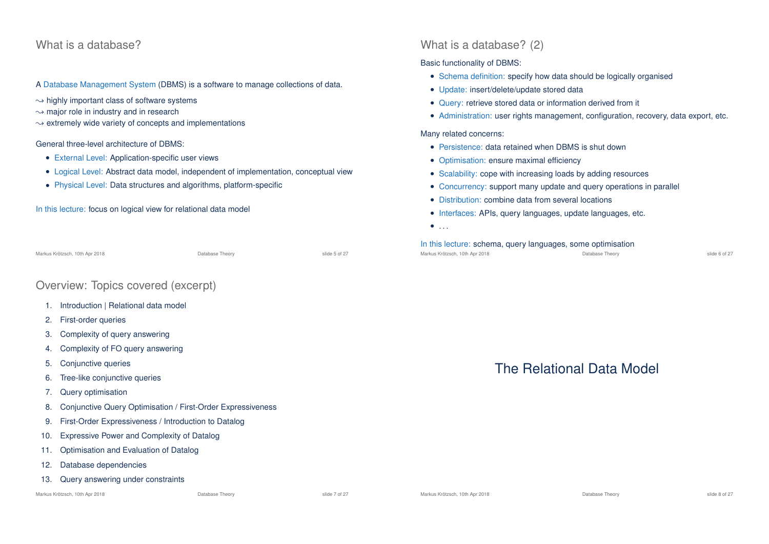## What is a database?

A Database Management System (DBMS) is a software to manage collections of data.

$\leadsto$ highly important class of software systems
$\leadsto$ major role in industry and in research
$\leadsto$ extremely wide variety of concepts and implementations

General three-level architecture of DBMS:

- External Level: Application-specific user views
- Logical Level: Abstract data model, independent of implementation, conceptual view
- Physical Level: Data structures and algorithms, platform-specific

In this lecture: focus on logical view for relational data model

## What is a database? (2)

Basic functionality of DBMS:

- Schema definition: specify how data should be logically organised
- Update: insert/delete/update stored data
- Query: retrieve stored data or information derived from it
- Administration: user rights management, configuration, recovery, data export, etc.

Many related concerns:

- Persistence: data retained when DBMS is shut down
- Optimisation: ensure maximal efficiency
- Scalability: cope with increasing loads by adding resources
- Concurrency: support many update and query operations in parallel
- Distribution: combine data from several locations
- Interfaces: APIs, query languages, update languages, etc.
- ...

In this lecture: schema, query languages, some optimisation

## Overview: Topics covered (excerpt)

1. Introduction | Relational data model
2. First-order queries
3. Complexity of query answering
4. Complexity of FO query answering
5. Conjunctive queries
6. Tree-like conjunctive queries
7. Query optimisation
8. Conjunctive Query Optimisation / First-Order Expressiveness
9. First-Order Expressiveness / Introduction to Datalog
10. Expressive Power and Complexity of Datalog
11. Optimisation and Evaluation of Datalog
12. Database dependencies
13. Query answering under constraints

# The Relational Data Model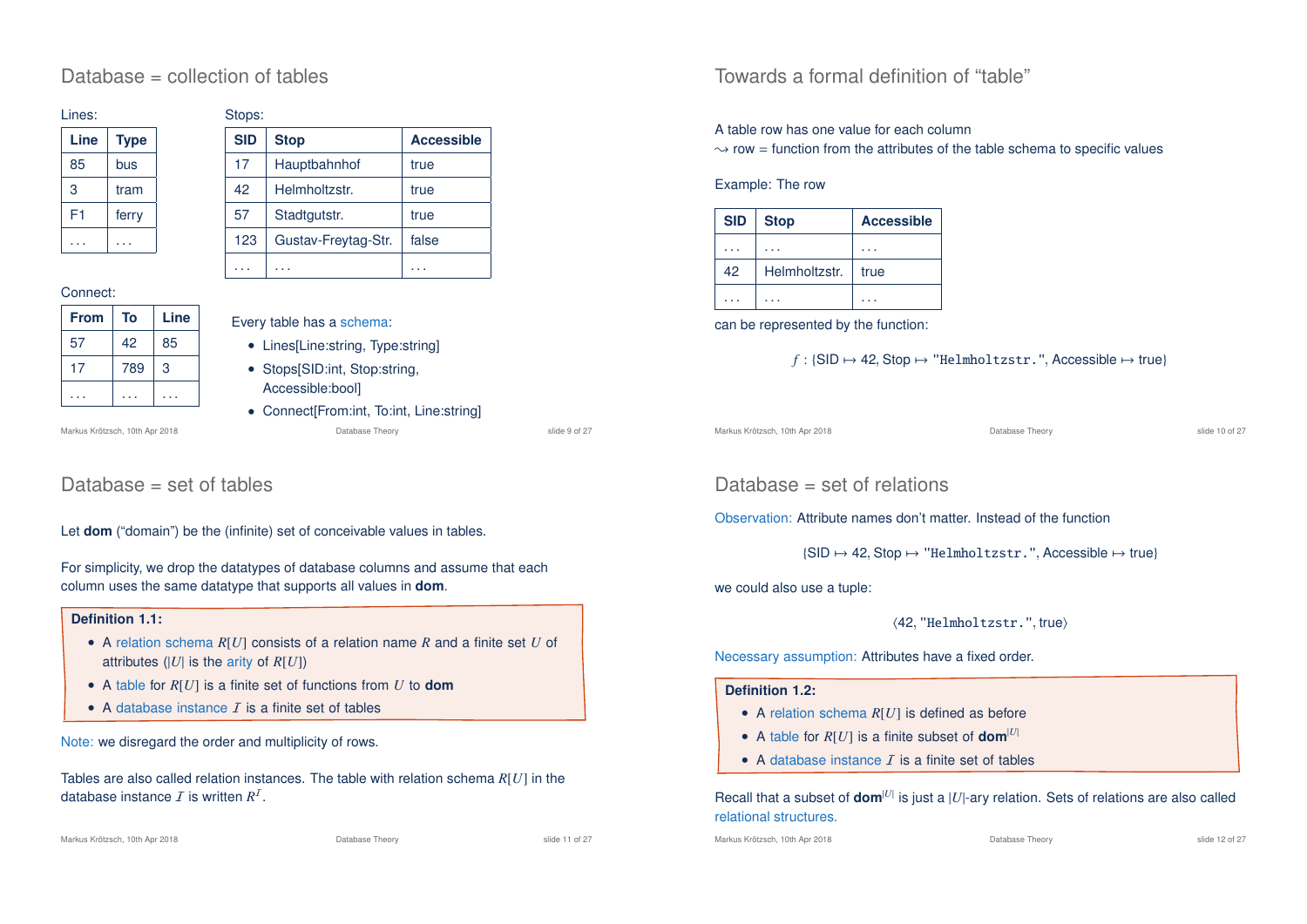## Database = collection of tables

Lines:

| Line | Type |
|---|---|
| 85 | bus |
| 3 | tram |
| F1 | ferry |
| ... | ... |

Stops:

| SID | Stop | Accessible |
|---|---|---|
| 17 | Hauptbahnhof | true |
| 42 | Helmholtzstr. | true |
| 57 | Stadtgutstr. | true |
| 123 | Gustav-Freytag-Str. | false |
| ... | ... | ... |

Connect:

| From | To | Line |
|---|---|---|
| 57 | 42 | 85 |
| 17 | 789 | 3 |
| ... | ... | ... |

Every table has a schema:

- Lines[Line:string, Type:string]
- Stops[SID:int, Stop:string, Accessible:bool]
- Connect[From:int, To:int, Line:string]

## Towards a formal definition of "table"

A table row has one value for each column
⇝ row = function from the attributes of the table schema to specific values

Example: The row

| SID | Stop | Accessible |
|---|---|---|
| ... | ... | ... |
| 42 | Helmholtzstr. | true |
| ... | ... | ... |

can be represented by the function:

$$f : \{\text{SID} \mapsto 42, \text{Stop} \mapsto \texttt{"Helmholtzstr."}, \text{Accessible} \mapsto \text{true}\}$$

## Database = set of tables

Let **dom** ("domain") be the (infinite) set of conceivable values in tables.

For simplicity, we drop the datatypes of database columns and assume that each column uses the same datatype that supports all values in **dom**.

**Definition 1.1:**

- A relation schema $R[U]$ consists of a relation name $R$ and a finite set $U$ of attributes ($|U|$ is the arity of $R[U]$)
- A table for $R[U]$ is a finite set of functions from $U$ to **dom**
- A database instance $\mathcal{I}$ is a finite set of tables

Note: we disregard the order and multiplicity of rows.

Tables are also called relation instances. The table with relation schema $R[U]$ in the database instance $\mathcal{I}$ is written $R^{\mathcal{I}}$.

## Database = set of relations

Observation: Attribute names don't matter. Instead of the function

$$\{\text{SID} \mapsto 42, \text{Stop} \mapsto \texttt{"Helmholtzstr."}, \text{Accessible} \mapsto \text{true}\}$$

we could also use a tuple:

$$\langle 42, \texttt{"Helmholtzstr."}, \text{true}\rangle$$

Necessary assumption: Attributes have a fixed order.

**Definition 1.2:**

- A relation schema $R[U]$ is defined as before
- A table for $R[U]$ is a finite subset of $\mathbf{dom}^{|U|}$
- A database instance $\mathcal{I}$ is a finite set of tables

Recall that a subset of $\mathbf{dom}^{|U|}$ is just a $|U|$-ary relation. Sets of relations are also called relational structures.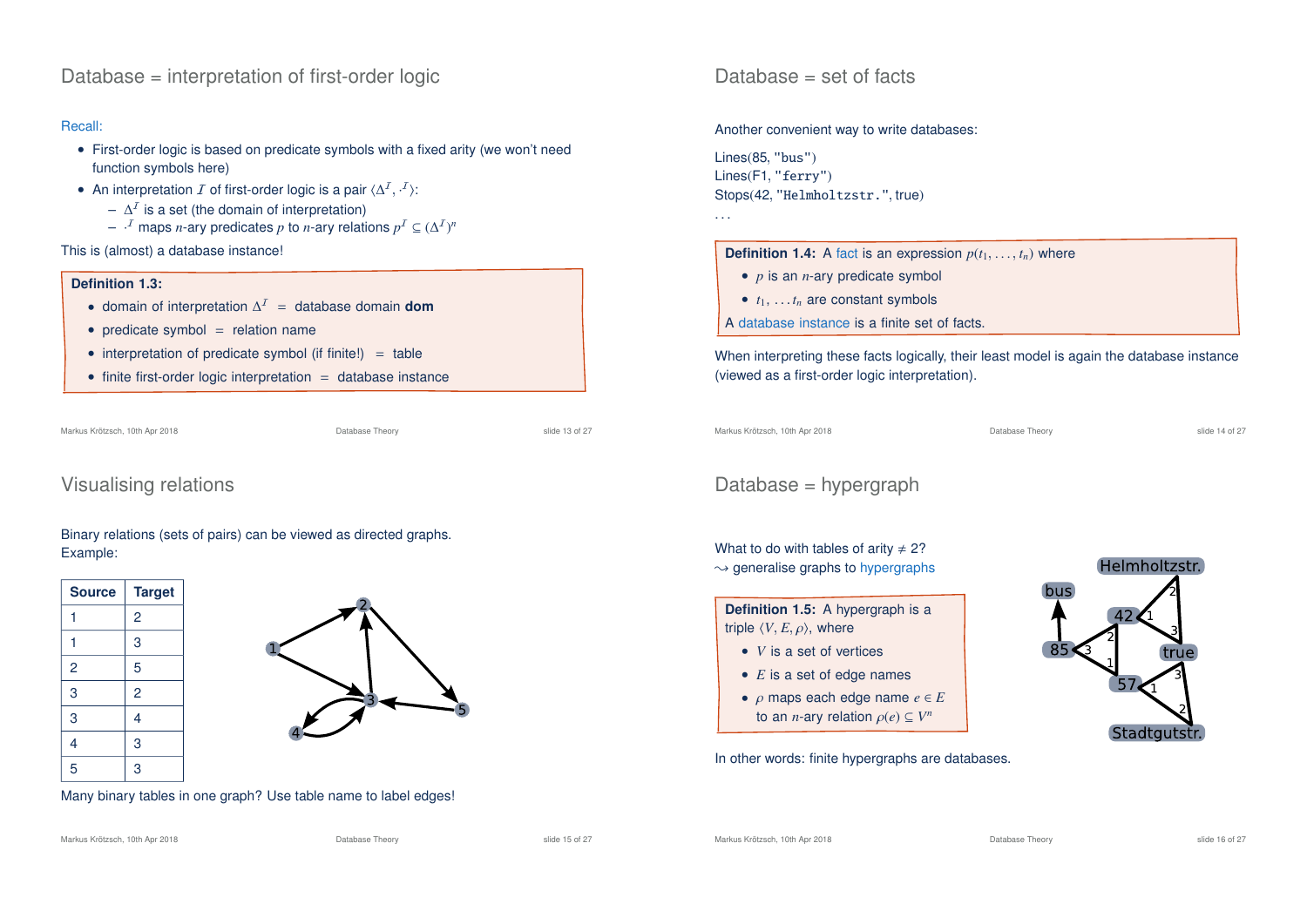## Database = interpretation of first-order logic

Recall:

- First-order logic is based on predicate symbols with a fixed arity (we won't need function symbols here)
- An interpretation $\mathcal{I}$ of first-order logic is a pair $\langle \Delta^{\mathcal{I}}, \cdot^{\mathcal{I}} \rangle$:
  - $\Delta^{\mathcal{I}}$ is a set (the domain of interpretation)
  - $\cdot^{\mathcal{I}}$ maps $n$-ary predicates $p$ to $n$-ary relations $p^{\mathcal{I}} \subseteq (\Delta^{\mathcal{I}})^n$

This is (almost) a database instance!

**Definition 1.3:**

- domain of interpretation $\Delta^{\mathcal{I}}$ = database domain **dom**
- predicate symbol = relation name
- interpretation of predicate symbol (if finite!) = table
- finite first-order logic interpretation = database instance

## Database = set of facts

Another convenient way to write databases:

Lines(85, "bus")
Lines(F1, "ferry")
Stops(42, "Helmholtzstr.", true)
...

**Definition 1.4:** A fact is an expression $p(t_1, \ldots, t_n)$ where

- $p$ is an $n$-ary predicate symbol
- $t_1, \ldots t_n$ are constant symbols

A database instance is a finite set of facts.

When interpreting these facts logically, their least model is again the database instance (viewed as a first-order logic interpretation).

## Visualising relations

Binary relations (sets of pairs) can be viewed as directed graphs.
Example:

| Source | Target |
|---|---|
| 1 | 2 |
| 1 | 3 |
| 2 | 5 |
| 3 | 2 |
| 3 | 4 |
| 4 | 3 |
| 5 | 3 |

Many binary tables in one graph? Use table name to label edges!

## Database = hypergraph

What to do with tables of arity ≠ 2?
⇝ generalise graphs to hypergraphs

**Definition 1.5:** A hypergraph is a triple $\langle V, E, \rho \rangle$, where

- $V$ is a set of vertices
- $E$ is a set of edge names
- $\rho$ maps each edge name $e \in E$ to an $n$-ary relation $\rho(e) \subseteq V^n$

In other words: finite hypergraphs are databases.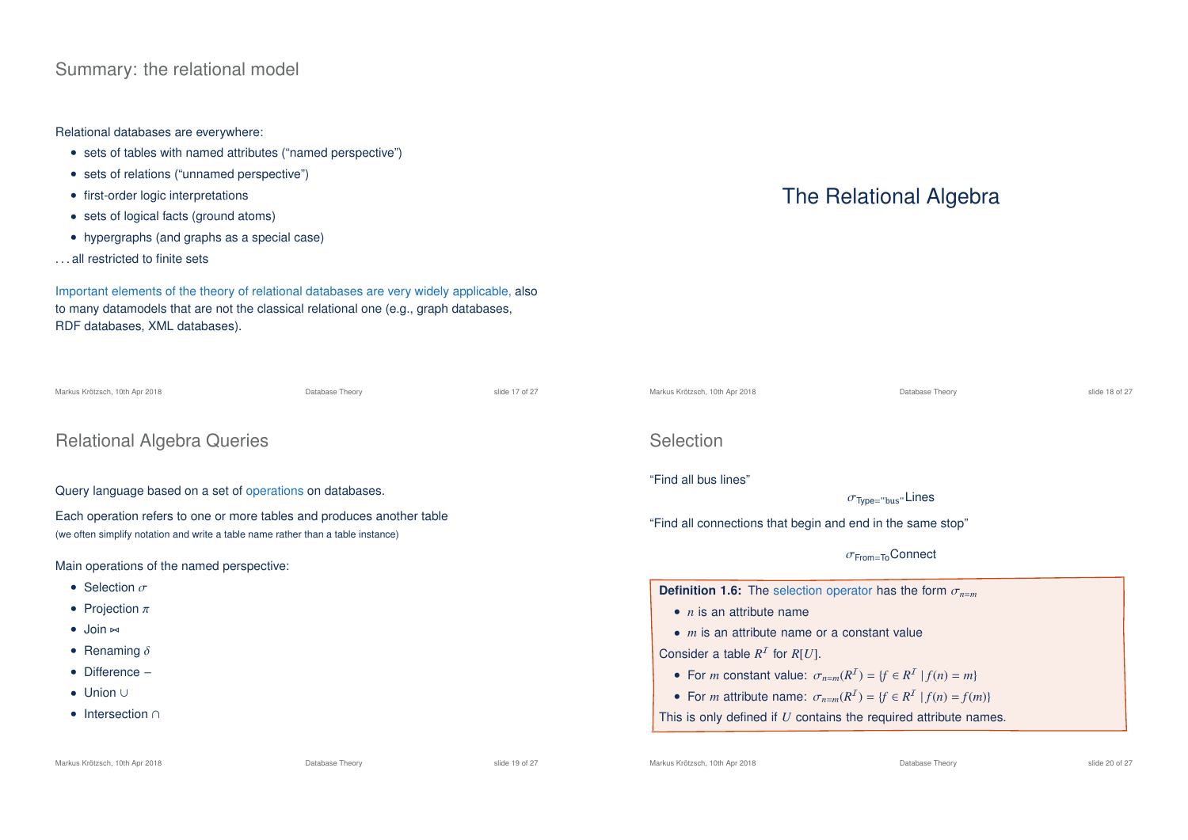## Summary: the relational model

Relational databases are everywhere:

- sets of tables with named attributes ("named perspective")
- sets of relations ("unnamed perspective")
- first-order logic interpretations
- sets of logical facts (ground atoms)
- hypergraphs (and graphs as a special case)

. . . all restricted to finite sets

Important elements of the theory of relational databases are very widely applicable, also to many datamodels that are not the classical relational one (e.g., graph databases, RDF databases, XML databases).

# The Relational Algebra

## Relational Algebra Queries

Query language based on a set of operations on databases.

Each operation refers to one or more tables and produces another table
(we often simplify notation and write a table name rather than a table instance)

Main operations of the named perspective:

- Selection $\sigma$
- Projection $\pi$
- Join $\bowtie$
- Renaming $\delta$
- Difference $-$
- Union $\cup$
- Intersection $\cap$

## Selection

"Find all bus lines"

$$\sigma_{\text{Type}=\text{"bus"}}\text{Lines}$$

"Find all connections that begin and end in the same stop"

$$\sigma_{\text{From}=\text{To}}\text{Connect}$$

**Definition 1.6:** The selection operator has the form $\sigma_{n=m}$

- $n$ is an attribute name
- $m$ is an attribute name or a constant value

Consider a table $R^{\mathcal{I}}$ for $R[U]$.

- For $m$ constant value: $\sigma_{n=m}(R^{\mathcal{I}}) = \{f \in R^{\mathcal{I}} \mid f(n) = m\}$
- For $m$ attribute name: $\sigma_{n=m}(R^{\mathcal{I}}) = \{f \in R^{\mathcal{I}} \mid f(n) = f(m)\}$

This is only defined if $U$ contains the required attribute names.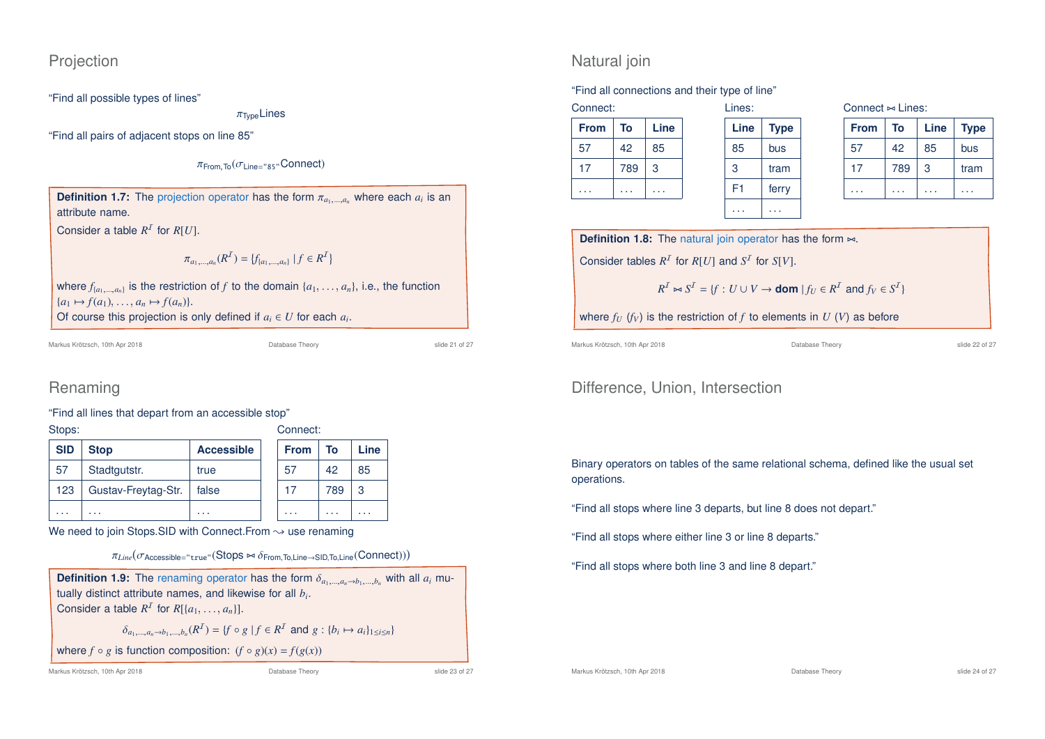## Projection

"Find all possible types of lines"

$$\pi_{\text{Type}}\text{Lines}$$

"Find all pairs of adjacent stops on line 85"

$$\pi_{\text{From,To}}(\sigma_{\text{Line}=\text{"85"}}\text{Connect})$$

**Definition 1.7:** The projection operator has the form $\pi_{a_1,\ldots,a_n}$ where each $a_i$ is an attribute name.
Consider a table $R^{\mathcal{I}}$ for $R[U]$.

$$\pi_{a_1,\ldots,a_n}(R^{\mathcal{I}}) = \{f_{\{a_1,\ldots,a_n\}} \mid f \in R^{\mathcal{I}}\}$$

where $f_{\{a_1,\ldots,a_n\}}$ is the restriction of $f$ to the domain $\{a_1,\ldots,a_n\}$, i.e., the function $\{a_1 \mapsto f(a_1),\ldots,a_n \mapsto f(a_n)\}$.
Of course this projection is only defined if $a_i \in U$ for each $a_i$.

## Natural join

"Find all connections and their type of line"

Connect:

| From | To | Line |
|---|---|---|
| 57 | 42 | 85 |
| 17 | 789 | 3 |
| ... | ... | ... |

Lines:

| Line | Type |
|---|---|
| 85 | bus |
| 3 | tram |
| F1 | ferry |
| ... | ... |

Connect ⋈ Lines:

| From | To | Line | Type |
|---|---|---|---|
| 57 | 42 | 85 | bus |
| 17 | 789 | 3 | tram |
| ... | ... | ... | ... |

**Definition 1.8:** The natural join operator has the form ⋈.
Consider tables $R^{\mathcal{I}}$ for $R[U]$ and $S^{\mathcal{I}}$ for $S[V]$.

$$R^{\mathcal{I}} \bowtie S^{\mathcal{I}} = \{f : U \cup V \to \textbf{dom} \mid f_U \in R^{\mathcal{I}} \text{ and } f_V \in S^{\mathcal{I}}\}$$

where $f_U$ ($f_V$) is the restriction of $f$ to elements in $U$ ($V$) as before

## Renaming

"Find all lines that depart from an accessible stop"

Stops:

| SID | Stop | Accessible |
|---|---|---|
| 57 | Stadtgutstr. | true |
| 123 | Gustav-Freytag-Str. | false |
| ... | ... | ... |

Connect:

| From | To | Line |
|---|---|---|
| 57 | 42 | 85 |
| 17 | 789 | 3 |
| ... | ... | ... |

We need to join Stops.SID with Connect.From ⇝ use renaming

$$\pi_{Line}(\sigma_{\text{Accessible}=\text{"true"}}(\text{Stops} \bowtie \delta_{\text{From,To,Line}\to\text{SID,To,Line}}(\text{Connect})))$$

**Definition 1.9:** The renaming operator has the form $\delta_{a_1,\ldots,a_n\to b_1,\ldots,b_n}$ with all $a_i$ mutually distinct attribute names, and likewise for all $b_i$.
Consider a table $R^{\mathcal{I}}$ for $R[\{a_1,\ldots,a_n\}]$.

$$\delta_{a_1,\ldots,a_n\to b_1,\ldots,b_n}(R^{\mathcal{I}}) = \{f \circ g \mid f \in R^{\mathcal{I}} \text{ and } g : \{b_i \mapsto a_i\}_{1\leq i\leq n}\}$$

where $f \circ g$ is function composition: $(f \circ g)(x) = f(g(x))$

## Difference, Union, Intersection

Binary operators on tables of the same relational schema, defined like the usual set operations.

"Find all stops where line 3 departs, but line 8 does not depart."

"Find all stops where either line 3 or line 8 departs."

"Find all stops where both line 3 and line 8 depart."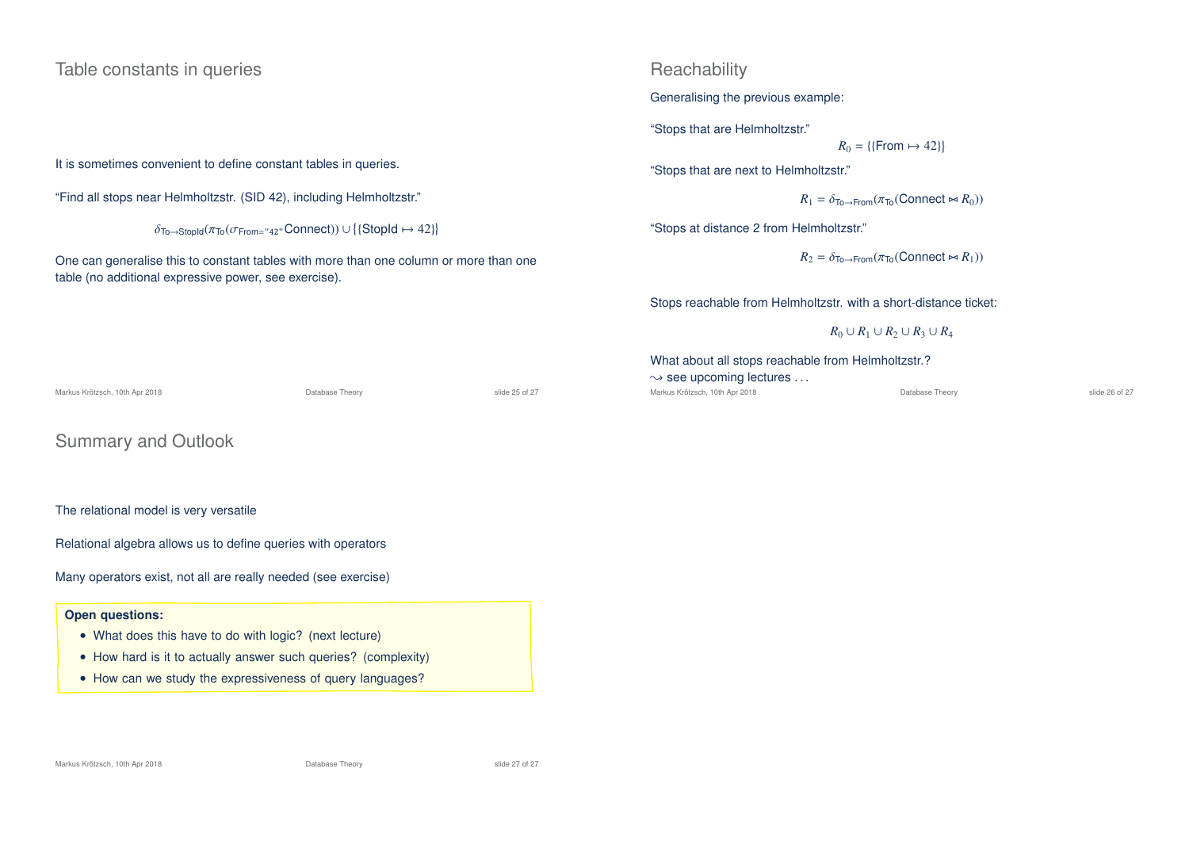## Table constants in queries

It is sometimes convenient to define constant tables in queries.

"Find all stops near Helmholtzstr. (SID 42), including Helmholtzstr."

$$\delta_{\text{To}\to\text{StopId}}(\pi_{\text{To}}(\sigma_{\text{From}=\text{"42"}}\text{Connect})) \cup \{\{\text{StopId} \mapsto 42\}\}$$

One can generalise this to constant tables with more than one column or more than one table (no additional expressive power, see exercise).

## Reachability

Generalising the previous example:

"Stops that are Helmholtzstr."

$$R_0 = \{\{\text{From} \mapsto 42\}\}$$

"Stops that are next to Helmholtzstr."

$$R_1 = \delta_{\text{To}\to\text{From}}(\pi_{\text{To}}(\text{Connect} \bowtie R_0))$$

"Stops at distance 2 from Helmholtzstr."

$$R_2 = \delta_{\text{To}\to\text{From}}(\pi_{\text{To}}(\text{Connect} \bowtie R_1))$$

Stops reachable from Helmholtzstr. with a short-distance ticket:

$$R_0 \cup R_1 \cup R_2 \cup R_3 \cup R_4$$

What about all stops reachable from Helmholtzstr.?
$\rightsquigarrow$ see upcoming lectures . . .

## Summary and Outlook

The relational model is very versatile

Relational algebra allows us to define queries with operators

Many operators exist, not all are really needed (see exercise)

**Open questions:**

- What does this have to do with logic? (next lecture)
- How hard is it to actually answer such queries? (complexity)
- How can we study the expressiveness of query languages?